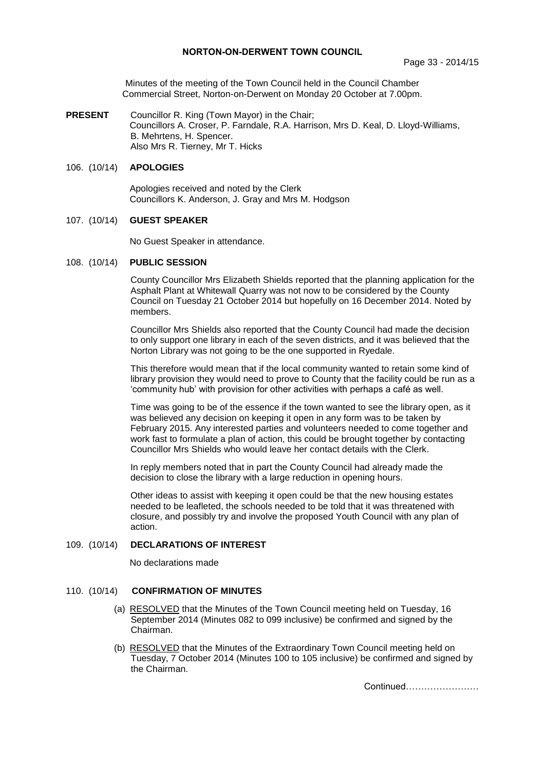# NORTON-ON-DERWENT TOWN COUNCIL

Minutes of the meeting of the Town Council held in the Council Chamber Commercial Street, Norton-on-Derwent on Monday 20 October at 7.00pm.

**PRESENT** Councillor R. King (Town Mayor) in the Chair;
Councillors A. Croser, P. Farndale, R.A. Harrison, Mrs D. Keal, D. Lloyd-Williams, B. Mehrtens, H. Spencer.
Also Mrs R. Tierney, Mr T. Hicks

## 106. (10/14) APOLOGIES

Apologies received and noted by the Clerk
Councillors K. Anderson, J. Gray and Mrs M. Hodgson

## 107. (10/14) GUEST SPEAKER

No Guest Speaker in attendance.

## 108. (10/14) PUBLIC SESSION

County Councillor Mrs Elizabeth Shields reported that the planning application for the Asphalt Plant at Whitewall Quarry was not now to be considered by the County Council on Tuesday 21 October 2014 but hopefully on 16 December 2014. Noted by members.

Councillor Mrs Shields also reported that the County Council had made the decision to only support one library in each of the seven districts, and it was believed that the Norton Library was not going to be the one supported in Ryedale.

This therefore would mean that if the local community wanted to retain some kind of library provision they would need to prove to County that the facility could be run as a 'community hub' with provision for other activities with perhaps a café as well.

Time was going to be of the essence if the town wanted to see the library open, as it was believed any decision on keeping it open in any form was to be taken by February 2015. Any interested parties and volunteers needed to come together and work fast to formulate a plan of action, this could be brought together by contacting Councillor Mrs Shields who would leave her contact details with the Clerk.

In reply members noted that in part the County Council had already made the decision to close the library with a large reduction in opening hours.

Other ideas to assist with keeping it open could be that the new housing estates needed to be leafleted, the schools needed to be told that it was threatened with closure, and possibly try and involve the proposed Youth Council with any plan of action.

## 109. (10/14) DECLARATIONS OF INTEREST

No declarations made

## 110. (10/14) CONFIRMATION OF MINUTES

(a) RESOLVED that the Minutes of the Town Council meeting held on Tuesday, 16 September 2014 (Minutes 082 to 099 inclusive) be confirmed and signed by the Chairman.

(b) RESOLVED that the Minutes of the Extraordinary Town Council meeting held on Tuesday, 7 October 2014 (Minutes 100 to 105 inclusive) be confirmed and signed by the Chairman.

Continued……………………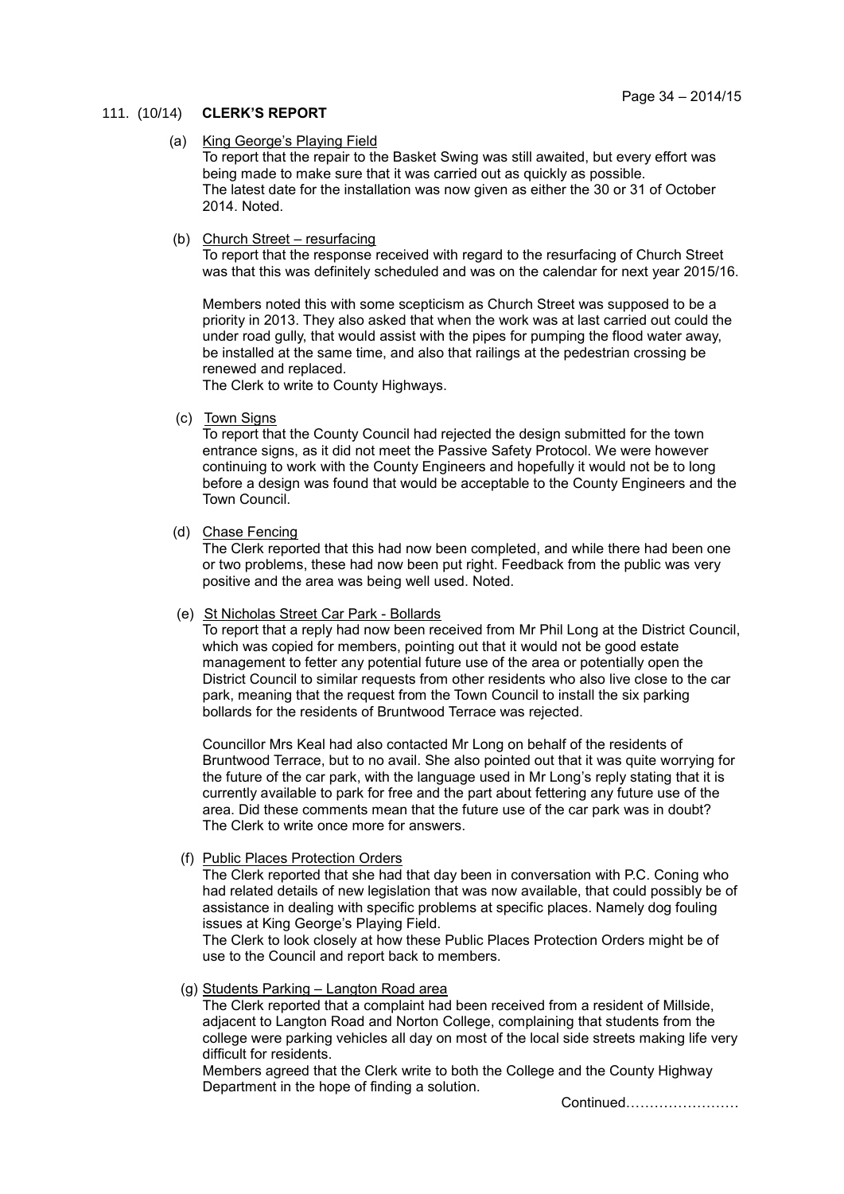111. (10/14) **CLERK'S REPORT**

(a) King George's Playing Field

To report that the repair to the Basket Swing was still awaited, but every effort was being made to make sure that it was carried out as quickly as possible.
The latest date for the installation was now given as either the 30 or 31 of October 2014. Noted.

(b) Church Street – resurfacing

To report that the response received with regard to the resurfacing of Church Street was that this was definitely scheduled and was on the calendar for next year 2015/16.

Members noted this with some scepticism as Church Street was supposed to be a priority in 2013. They also asked that when the work was at last carried out could the under road gully, that would assist with the pipes for pumping the flood water away, be installed at the same time, and also that railings at the pedestrian crossing be renewed and replaced.
The Clerk to write to County Highways.

(c) Town Signs

To report that the County Council had rejected the design submitted for the town entrance signs, as it did not meet the Passive Safety Protocol. We were however continuing to work with the County Engineers and hopefully it would not be to long before a design was found that would be acceptable to the County Engineers and the Town Council.

(d) Chase Fencing

The Clerk reported that this had now been completed, and while there had been one or two problems, these had now been put right. Feedback from the public was very positive and the area was being well used. Noted.

(e) St Nicholas Street Car Park - Bollards

To report that a reply had now been received from Mr Phil Long at the District Council, which was copied for members, pointing out that it would not be good estate management to fetter any potential future use of the area or potentially open the District Council to similar requests from other residents who also live close to the car park, meaning that the request from the Town Council to install the six parking bollards for the residents of Bruntwood Terrace was rejected.

Councillor Mrs Keal had also contacted Mr Long on behalf of the residents of Bruntwood Terrace, but to no avail. She also pointed out that it was quite worrying for the future of the car park, with the language used in Mr Long's reply stating that it is currently available to park for free and the part about fettering any future use of the area. Did these comments mean that the future use of the car park was in doubt?
The Clerk to write once more for answers.

(f) Public Places Protection Orders

The Clerk reported that she had that day been in conversation with P.C. Coning who had related details of new legislation that was now available, that could possibly be of assistance in dealing with specific problems at specific places. Namely dog fouling issues at King George's Playing Field.
The Clerk to look closely at how these Public Places Protection Orders might be of use to the Council and report back to members.

(g) Students Parking – Langton Road area

The Clerk reported that a complaint had been received from a resident of Millside, adjacent to Langton Road and Norton College, complaining that students from the college were parking vehicles all day on most of the local side streets making life very difficult for residents.
Members agreed that the Clerk write to both the College and the County Highway Department in the hope of finding a solution.

Continued……………………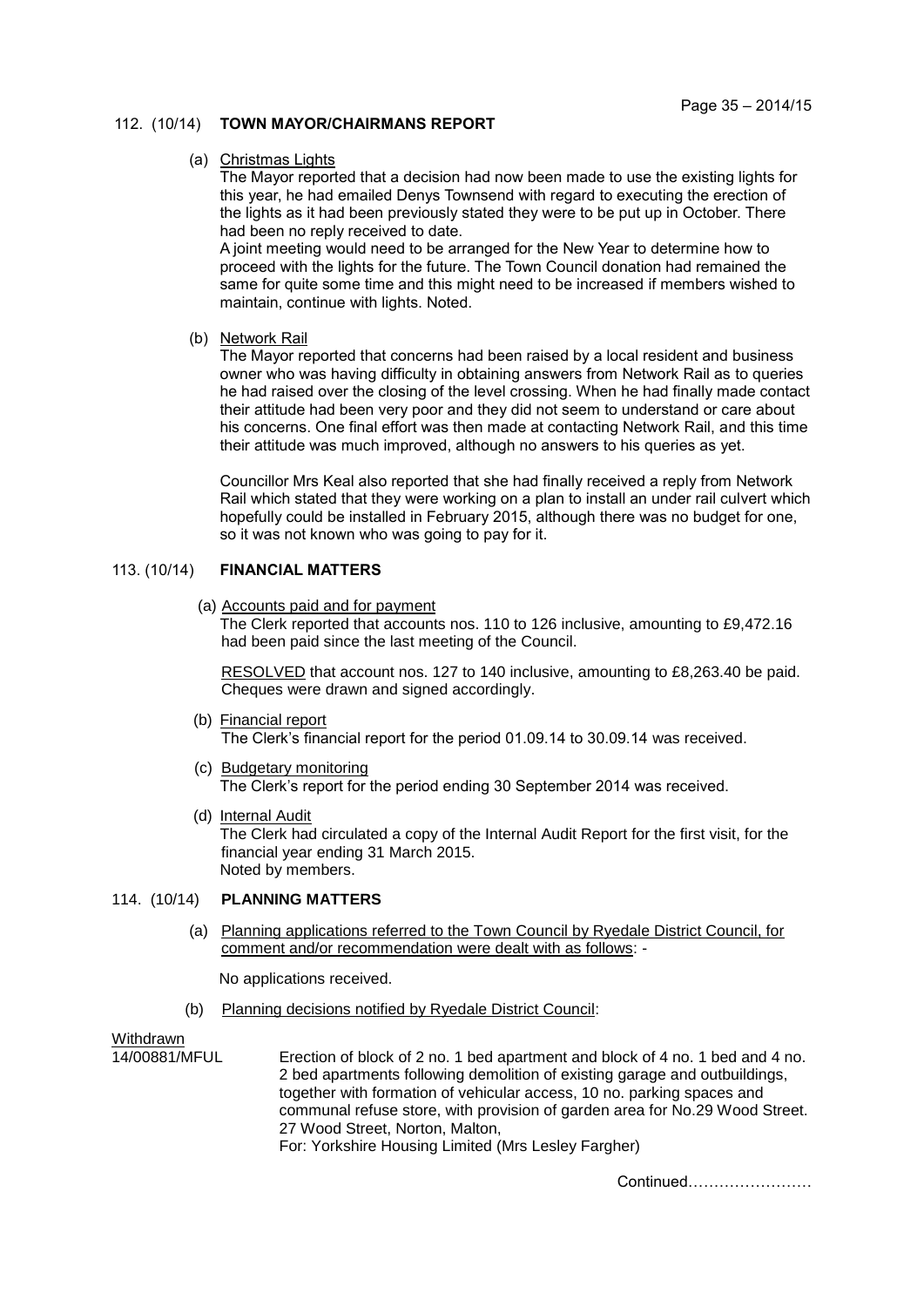## 112. (10/14) TOWN MAYOR/CHAIRMANS REPORT

(a) Christmas Lights

The Mayor reported that a decision had now been made to use the existing lights for this year, he had emailed Denys Townsend with regard to executing the erection of the lights as it had been previously stated they were to be put up in October. There had been no reply received to date.

A joint meeting would need to be arranged for the New Year to determine how to proceed with the lights for the future. The Town Council donation had remained the same for quite some time and this might need to be increased if members wished to maintain, continue with lights. Noted.

(b) Network Rail

The Mayor reported that concerns had been raised by a local resident and business owner who was having difficulty in obtaining answers from Network Rail as to queries he had raised over the closing of the level crossing. When he had finally made contact their attitude had been very poor and they did not seem to understand or care about his concerns. One final effort was then made at contacting Network Rail, and this time their attitude was much improved, although no answers to his queries as yet.

Councillor Mrs Keal also reported that she had finally received a reply from Network Rail which stated that they were working on a plan to install an under rail culvert which hopefully could be installed in February 2015, although there was no budget for one, so it was not known who was going to pay for it.

## 113. (10/14) FINANCIAL MATTERS

(a) Accounts paid and for payment

The Clerk reported that accounts nos. 110 to 126 inclusive, amounting to £9,472.16 had been paid since the last meeting of the Council.

RESOLVED that account nos. 127 to 140 inclusive, amounting to £8,263.40 be paid. Cheques were drawn and signed accordingly.

(b) Financial report

The Clerk's financial report for the period 01.09.14 to 30.09.14 was received.

(c) Budgetary monitoring

The Clerk's report for the period ending 30 September 2014 was received.

(d) Internal Audit

The Clerk had circulated a copy of the Internal Audit Report for the first visit, for the financial year ending 31 March 2015.
Noted by members.

## 114. (10/14) PLANNING MATTERS

(a) Planning applications referred to the Town Council by Ryedale District Council, for comment and/or recommendation were dealt with as follows: -

No applications received.

(b) Planning decisions notified by Ryedale District Council:

Withdrawn

14/00881/MFUL Erection of block of 2 no. 1 bed apartment and block of 4 no. 1 bed and 4 no. 2 bed apartments following demolition of existing garage and outbuildings, together with formation of vehicular access, 10 no. parking spaces and communal refuse store, with provision of garden area for No.29 Wood Street. 27 Wood Street, Norton, Malton,
For: Yorkshire Housing Limited (Mrs Lesley Fargher)

Continued……………………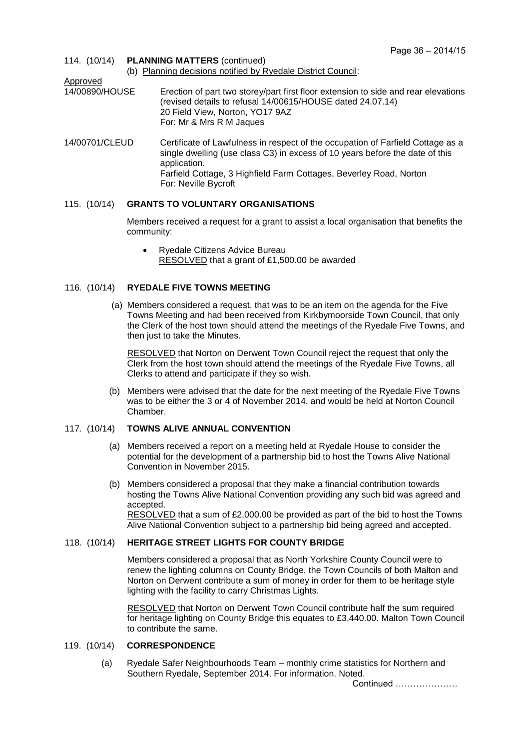114. (10/14) **PLANNING MATTERS** (continued)

(b) Planning decisions notified by Ryedale District Council:

Approved

14/00890/HOUSE — Erection of part two storey/part first floor extension to side and rear elevations (revised details to refusal 14/00615/HOUSE dated 24.07.14)
20 Field View, Norton, YO17 9AZ
For: Mr & Mrs R M Jaques

14/00701/CLEUD — Certificate of Lawfulness in respect of the occupation of Farfield Cottage as a single dwelling (use class C3) in excess of 10 years before the date of this application.
Farfield Cottage, 3 Highfield Farm Cottages, Beverley Road, Norton
For: Neville Bycroft

115. (10/14) **GRANTS TO VOLUNTARY ORGANISATIONS**

Members received a request for a grant to assist a local organisation that benefits the community:

- Ryedale Citizens Advice Bureau
  RESOLVED that a grant of £1,500.00 be awarded

116. (10/14) **RYEDALE FIVE TOWNS MEETING**

(a) Members considered a request, that was to be an item on the agenda for the Five Towns Meeting and had been received from Kirkbymoorside Town Council, that only the Clerk of the host town should attend the meetings of the Ryedale Five Towns, and then just to take the Minutes.

RESOLVED that Norton on Derwent Town Council reject the request that only the Clerk from the host town should attend the meetings of the Ryedale Five Towns, all Clerks to attend and participate if they so wish.

(b) Members were advised that the date for the next meeting of the Ryedale Five Towns was to be either the 3 or 4 of November 2014, and would be held at Norton Council Chamber.

117. (10/14) **TOWNS ALIVE ANNUAL CONVENTION**

(a) Members received a report on a meeting held at Ryedale House to consider the potential for the development of a partnership bid to host the Towns Alive National Convention in November 2015.

(b) Members considered a proposal that they make a financial contribution towards hosting the Towns Alive National Convention providing any such bid was agreed and accepted.
RESOLVED that a sum of £2,000.00 be provided as part of the bid to host the Towns Alive National Convention subject to a partnership bid being agreed and accepted.

118. (10/14) **HERITAGE STREET LIGHTS FOR COUNTY BRIDGE**

Members considered a proposal that as North Yorkshire County Council were to renew the lighting columns on County Bridge, the Town Councils of both Malton and Norton on Derwent contribute a sum of money in order for them to be heritage style lighting with the facility to carry Christmas Lights.

RESOLVED that Norton on Derwent Town Council contribute half the sum required for heritage lighting on County Bridge this equates to £3,440.00. Malton Town Council to contribute the same.

119. (10/14) **CORRESPONDENCE**

(a) Ryedale Safer Neighbourhoods Team – monthly crime statistics for Northern and Southern Ryedale, September 2014. For information. Noted.

Continued …………………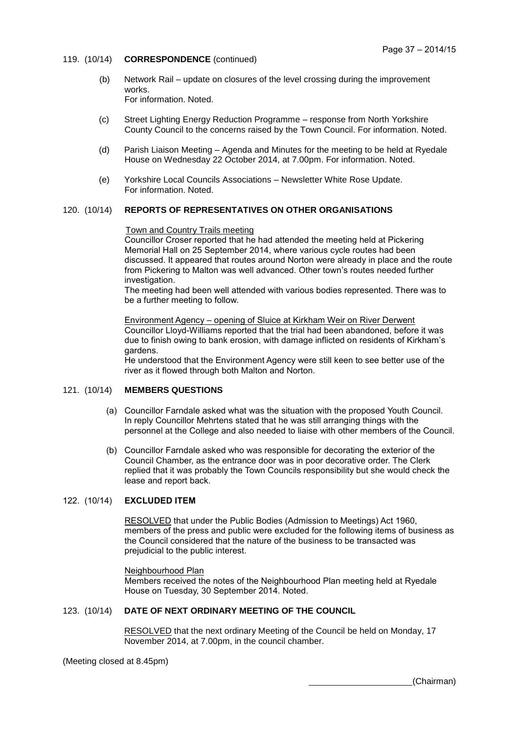119. (10/14) **CORRESPONDENCE** (continued)

(b) Network Rail – update on closures of the level crossing during the improvement works.
For information. Noted.

(c) Street Lighting Energy Reduction Programme – response from North Yorkshire County Council to the concerns raised by the Town Council. For information. Noted.

(d) Parish Liaison Meeting – Agenda and Minutes for the meeting to be held at Ryedale House on Wednesday 22 October 2014, at 7.00pm. For information. Noted.

(e) Yorkshire Local Councils Associations – Newsletter White Rose Update.
For information. Noted.

120. (10/14) **REPORTS OF REPRESENTATIVES ON OTHER ORGANISATIONS**

Town and Country Trails meeting
Councillor Croser reported that he had attended the meeting held at Pickering Memorial Hall on 25 September 2014, where various cycle routes had been discussed. It appeared that routes around Norton were already in place and the route from Pickering to Malton was well advanced. Other town's routes needed further investigation.
The meeting had been well attended with various bodies represented. There was to be a further meeting to follow.

Environment Agency – opening of Sluice at Kirkham Weir on River Derwent
Councillor Lloyd-Williams reported that the trial had been abandoned, before it was due to finish owing to bank erosion, with damage inflicted on residents of Kirkham's gardens.
He understood that the Environment Agency were still keen to see better use of the river as it flowed through both Malton and Norton.

121. (10/14) **MEMBERS QUESTIONS**

(a) Councillor Farndale asked what was the situation with the proposed Youth Council. In reply Councillor Mehrtens stated that he was still arranging things with the personnel at the College and also needed to liaise with other members of the Council.

(b) Councillor Farndale asked who was responsible for decorating the exterior of the Council Chamber, as the entrance door was in poor decorative order. The Clerk replied that it was probably the Town Councils responsibility but she would check the lease and report back.

122. (10/14) **EXCLUDED ITEM**

RESOLVED that under the Public Bodies (Admission to Meetings) Act 1960, members of the press and public were excluded for the following items of business as the Council considered that the nature of the business to be transacted was prejudicial to the public interest.

Neighbourhood Plan
Members received the notes of the Neighbourhood Plan meeting held at Ryedale House on Tuesday, 30 September 2014. Noted.

123. (10/14) **DATE OF NEXT ORDINARY MEETING OF THE COUNCIL**

RESOLVED that the next ordinary Meeting of the Council be held on Monday, 17 November 2014, at 7.00pm, in the council chamber.

(Meeting closed at 8.45pm)

\_\_\_\_\_\_\_\_\_\_\_\_\_\_\_\_\_\_\_\_(Chairman)